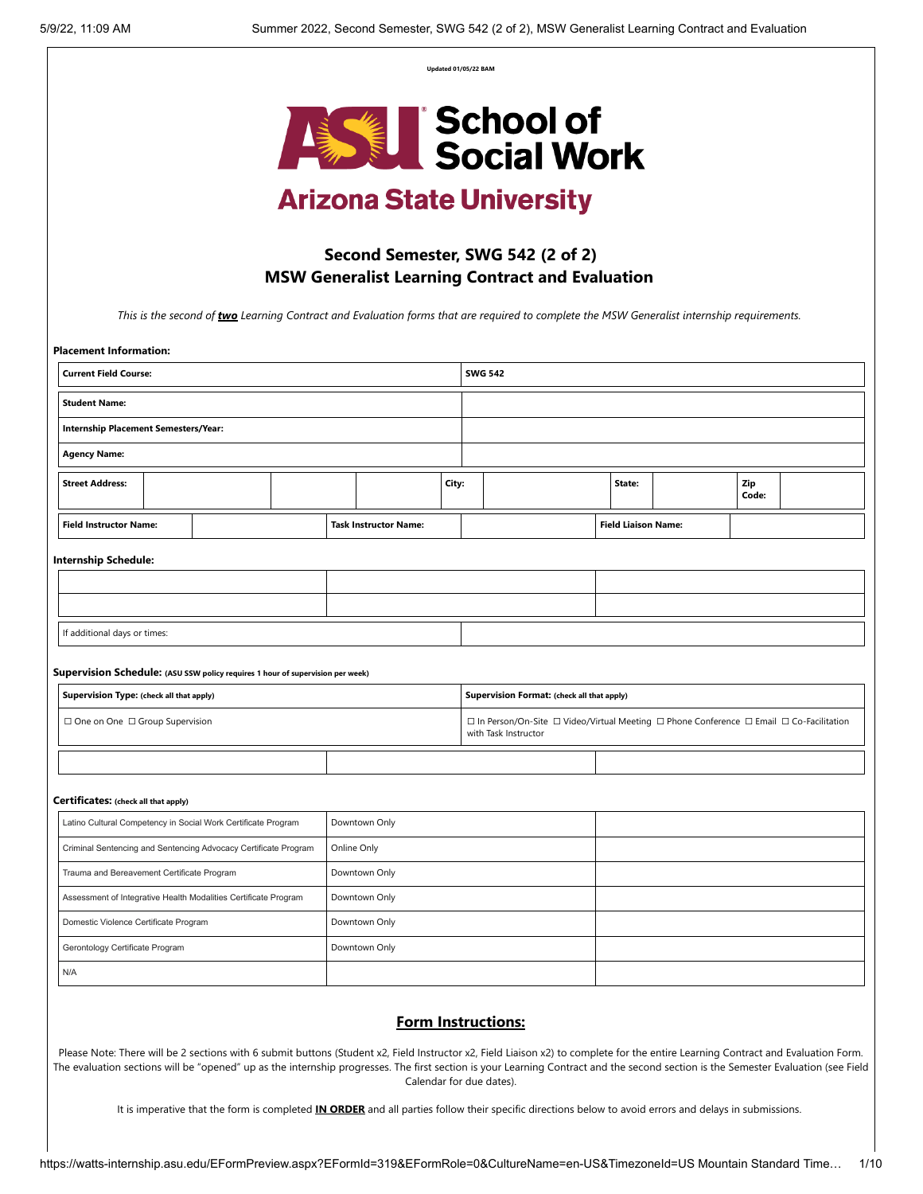Updated 01/05/22 BAM

# School of Social Work

## Arizona State University

## Second Semester, SWG 542 (2 of 2)
## MSW Generalist Learning Contract and Evaluation

*This is the second of **two** Learning Contract and Evaluation forms that are required to complete the MSW Generalist internship requirements.*

**Placement Information:**

| **Current Field Course:** | **SWG 542** |
|---|---|
| **Student Name:** | |
| **Internship Placement Semesters/Year:** | |
| **Agency Name:** | |

| **Street Address:** | | | | **City:** | | **State:** | | **Zip Code:** | |
|---|---|---|---|---|---|---|---|---|---|

| **Field Instructor Name:** | | **Task Instructor Name:** | | **Field Liaison Name:** | |
|---|---|---|---|---|---|

**Internship Schedule:**

| | | |
|---|---|---|
| | | |
| | | |

| If additional days or times: | |
|---|---|

**Supervision Schedule:** (ASU SSW policy requires 1 hour of supervision per week)

| **Supervision Type:** (check all that apply) | **Supervision Format:** (check all that apply) |
|---|---|
| ☐ One on One ☐ Group Supervision | ☐ In Person/On-Site ☐ Video/Virtual Meeting ☐ Phone Conference ☐ Email ☐ Co-Facilitation with Task Instructor |

| | | |
|---|---|---|
| | | |

**Certificates:** (check all that apply)

| | | |
|---|---|---|
| Latino Cultural Competency in Social Work Certificate Program | Downtown Only | |
| Criminal Sentencing and Sentencing Advocacy Certificate Program | Online Only | |
| Trauma and Bereavement Certificate Program | Downtown Only | |
| Assessment of Integrative Health Modalities Certificate Program | Downtown Only | |
| Domestic Violence Certificate Program | Downtown Only | |
| Gerontology Certificate Program | Downtown Only | |
| N/A | | |

## Form Instructions:

Please Note: There will be 2 sections with 6 submit buttons (Student x2, Field Instructor x2, Field Liaison x2) to complete for the entire Learning Contract and Evaluation Form. The evaluation sections will be "opened" up as the internship progresses. The first section is your Learning Contract and the second section is the Semester Evaluation (see Field Calendar for due dates).

It is imperative that the form is completed **IN ORDER** and all parties follow their specific directions below to avoid errors and delays in submissions.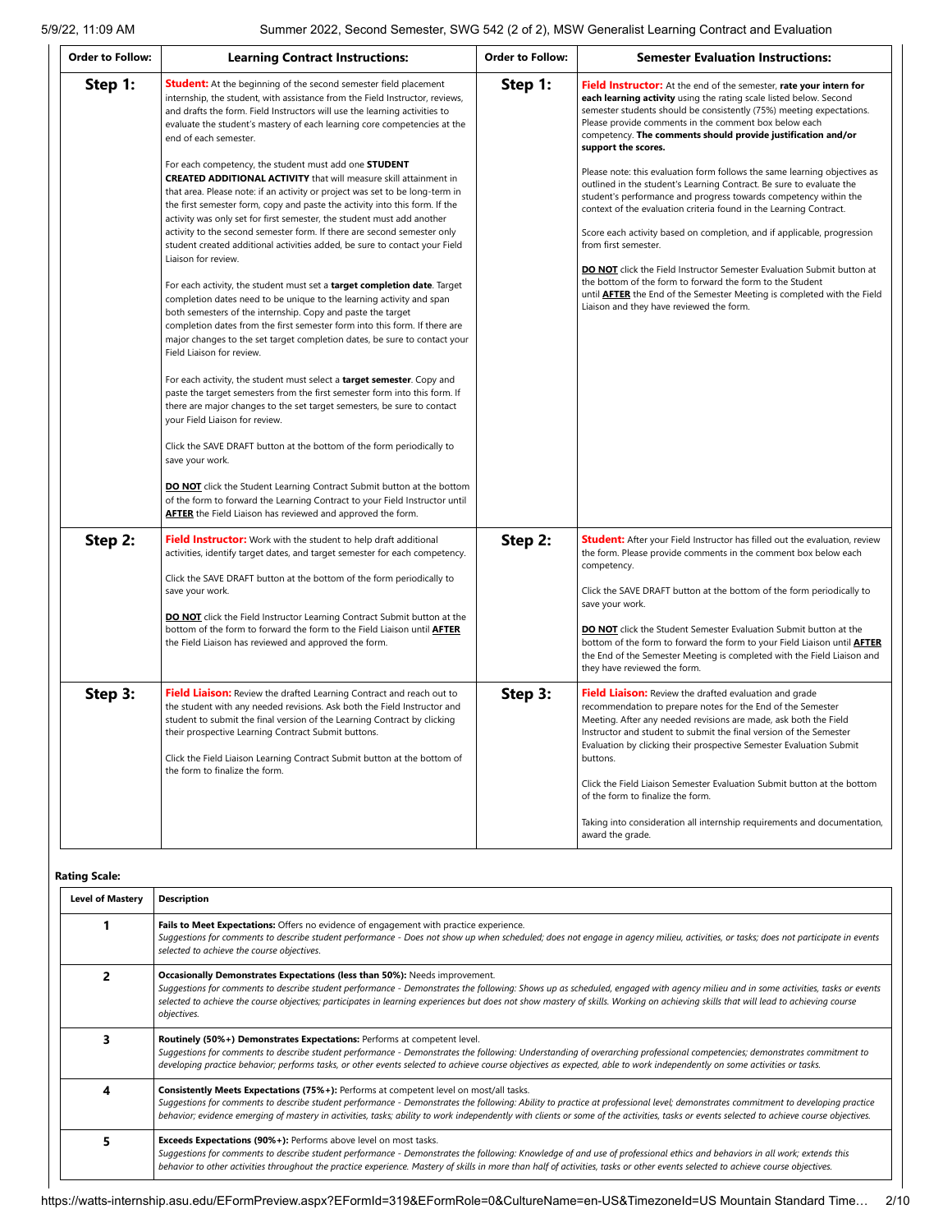| Order to Follow: | Learning Contract Instructions: | Order to Follow: | Semester Evaluation Instructions: |
|---|---|---|---|
| **Step 1:** | **Student:** At the beginning of the second semester field placement internship, the student, with assistance from the Field Instructor, reviews, and drafts the form. Field Instructors will use the learning activities to evaluate the student's mastery of each learning core competencies at the end of each semester.<br><br>For each competency, the student must add one **STUDENT CREATED ADDITIONAL ACTIVITY** that will measure skill attainment in that area. Please note: if an activity or project was set to be long-term in the first semester form, copy and paste the activity into this form. If the activity was only set for first semester, the student must add another activity to the second semester form. If there are second semester only student created additional activities added, be sure to contact your Field Liaison for review.<br><br>For each activity, the student must set a **target completion date**. Target completion dates need to be unique to the learning activity and span both semesters of the internship. Copy and paste the target completion dates from the first semester form into this form. If there are major changes to the set target completion dates, be sure to contact your Field Liaison for review.<br><br>For each activity, the student must select a **target semester**. Copy and paste the target semesters from the first semester form into this form. If there are major changes to the set target semesters, be sure to contact your Field Liaison for review.<br><br>Click the SAVE DRAFT button at the bottom of the form periodically to save your work.<br><br>**DO NOT** click the Student Learning Contract Submit button at the bottom of the form to forward the Learning Contract to your Field Instructor until **AFTER** the Field Liaison has reviewed and approved the form. | **Step 1:** | **Field Instructor:** At the end of the semester, **rate your intern for each learning activity** using the rating scale listed below. Second semester students should be consistently (75%) meeting expectations. Please provide comments in the comment box below each competency. **The comments should provide justification and/or support the scores.**<br><br>Please note: this evaluation form follows the same learning objectives as outlined in the student's Learning Contract. Be sure to evaluate the student's performance and progress towards competency within the context of the evaluation criteria found in the Learning Contract.<br><br>Score each activity based on completion, and if applicable, progression from first semester.<br><br>**DO NOT** click the Field Instructor Semester Evaluation Submit button at the bottom of the form to forward the form to the Student until **AFTER** the End of the Semester Meeting is completed with the Field Liaison and they have reviewed the form. |
| **Step 2:** | **Field Instructor:** Work with the student to help draft additional activities, identify target dates, and target semester for each competency.<br><br>Click the SAVE DRAFT button at the bottom of the form periodically to save your work.<br><br>**DO NOT** click the Field Instructor Learning Contract Submit button at the bottom of the form to forward the form to the Field Liaison until **AFTER** the Field Liaison has reviewed and approved the form. | **Step 2:** | **Student:** After your Field Instructor has filled out the evaluation, review the form. Please provide comments in the comment box below each competency.<br><br>Click the SAVE DRAFT button at the bottom of the form periodically to save your work.<br><br>**DO NOT** click the Student Semester Evaluation Submit button at the bottom of the form to forward the form to your Field Liaison until **AFTER** the End of the Semester Meeting is completed with the Field Liaison and they have reviewed the form. |
| **Step 3:** | **Field Liaison:** Review the drafted Learning Contract and reach out to the student with any needed revisions. Ask both the Field Instructor and student to submit the final version of the Learning Contract by clicking their prospective Learning Contract Submit buttons.<br><br>Click the Field Liaison Learning Contract Submit button at the bottom of the form to finalize the form. | **Step 3:** | **Field Liaison:** Review the drafted evaluation and grade recommendation to prepare notes for the End of the Semester Meeting. After any needed revisions are made, ask both the Field Instructor and student to submit the final version of the Semester Evaluation by clicking their prospective Semester Evaluation Submit buttons.<br><br>Click the Field Liaison Semester Evaluation Submit button at the bottom of the form to finalize the form.<br><br>Taking into consideration all internship requirements and documentation, award the grade. |

**Rating Scale:**

| Level of Mastery | Description |
|---|---|
| 1 | **Fails to Meet Expectations:** Offers no evidence of engagement with practice experience.<br>*Suggestions for comments to describe student performance - Does not show up when scheduled; does not engage in agency milieu, activities, or tasks; does not participate in events selected to achieve the course objectives.* |
| 2 | **Occasionally Demonstrates Expectations (less than 50%):** Needs improvement.<br>*Suggestions for comments to describe student performance - Demonstrates the following: Shows up as scheduled, engaged with agency milieu and in some activities, tasks or events selected to achieve the course objectives; participates in learning experiences but does not show mastery of skills. Working on achieving skills that will lead to achieving course objectives.* |
| 3 | **Routinely (50%+) Demonstrates Expectations:** Performs at competent level.<br>*Suggestions for comments to describe student performance - Demonstrates the following: Understanding of overarching professional competencies; demonstrates commitment to developing practice behavior; performs tasks, or other events selected to achieve course objectives as expected, able to work independently on some activities or tasks.* |
| 4 | **Consistently Meets Expectations (75%+):** Performs at competent level on most/all tasks.<br>*Suggestions for comments to describe student performance - Demonstrates the following: Ability to practice at professional level; demonstrates commitment to developing practice behavior; evidence emerging of mastery in activities, tasks; ability to work independently with clients or some of the activities, tasks or events selected to achieve course objectives.* |
| 5 | **Exceeds Expectations (90%+):** Performs above level on most tasks.<br>*Suggestions for comments to describe student performance - Demonstrates the following: Knowledge of and use of professional ethics and behaviors in all work; extends this behavior to other activities throughout the practice experience. Mastery of skills in more than half of activities, tasks or other events selected to achieve course objectives.* |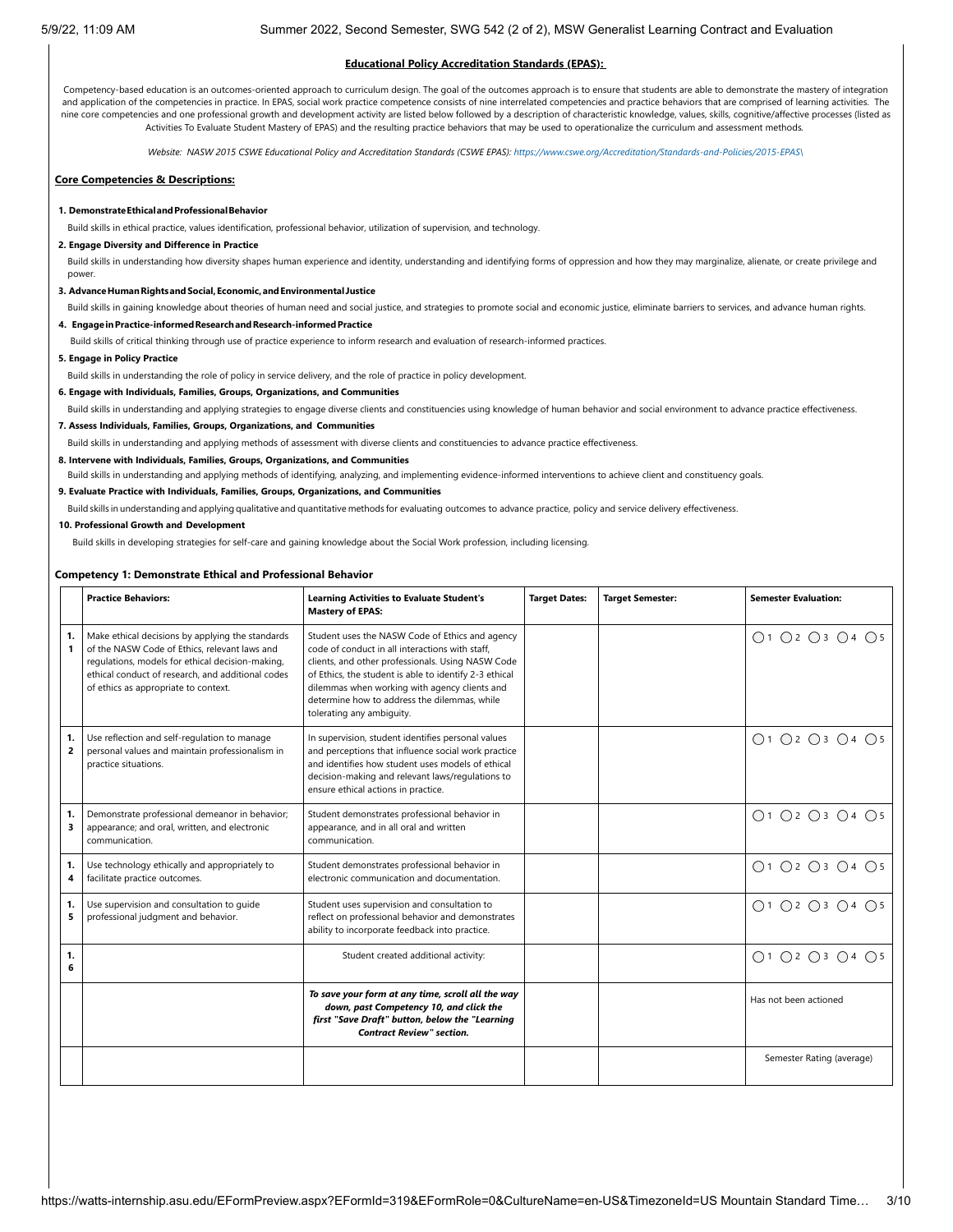**Educational Policy Accreditation Standards (EPAS):**

Competency-based education is an outcomes-oriented approach to curriculum design. The goal of the outcomes approach is to ensure that students are able to demonstrate the mastery of integration and application of the competencies in practice. In EPAS, social work practice competence consists of nine interrelated competencies and practice behaviors that are comprised of learning activities. The nine core competencies and one professional growth and development activity are listed below followed by a description of characteristic knowledge, values, skills, cognitive/affective processes (listed as Activities To Evaluate Student Mastery of EPAS) and the resulting practice behaviors that may be used to operationalize the curriculum and assessment methods.

*Website: NASW 2015 CSWE Educational Policy and Accreditation Standards (CSWE EPAS): https://www.cswe.org/Accreditation/Standards-and-Policies/2015-EPAS\*

**Core Competencies & Descriptions:**

**1. Demonstrate Ethical and Professional Behavior**

Build skills in ethical practice, values identification, professional behavior, utilization of supervision, and technology.

**2. Engage Diversity and Difference in Practice**

Build skills in understanding how diversity shapes human experience and identity, understanding and identifying forms of oppression and how they may marginalize, alienate, or create privilege and power.

**3. Advance Human Rights and Social, Economic, and Environmental Justice**

Build skills in gaining knowledge about theories of human need and social justice, and strategies to promote social and economic justice, eliminate barriers to services, and advance human rights.

**4. Engage in Practice-informed Research and Research-informed Practice**

Build skills of critical thinking through use of practice experience to inform research and evaluation of research-informed practices.

**5. Engage in Policy Practice**

Build skills in understanding the role of policy in service delivery, and the role of practice in policy development.

**6. Engage with Individuals, Families, Groups, Organizations, and Communities**

Build skills in understanding and applying strategies to engage diverse clients and constituencies using knowledge of human behavior and social environment to advance practice effectiveness.

**7. Assess Individuals, Families, Groups, Organizations, and Communities**

Build skills in understanding and applying methods of assessment with diverse clients and constituencies to advance practice effectiveness.

**8. Intervene with Individuals, Families, Groups, Organizations, and Communities**

Build skills in understanding and applying methods of identifying, analyzing, and implementing evidence-informed interventions to achieve client and constituency goals.

**9. Evaluate Practice with Individuals, Families, Groups, Organizations, and Communities**

Build skills in understanding and applying qualitative and quantitative methods for evaluating outcomes to advance practice, policy and service delivery effectiveness.

**10. Professional Growth and Development**

Build skills in developing strategies for self-care and gaining knowledge about the Social Work profession, including licensing.

**Competency 1: Demonstrate Ethical and Professional Behavior**

| | Practice Behaviors: | Learning Activities to Evaluate Student's Mastery of EPAS: | Target Dates: | Target Semester: | Semester Evaluation: |
|---|---|---|---|---|---|
| 1.1 | Make ethical decisions by applying the standards of the NASW Code of Ethics, relevant laws and regulations, models for ethical decision-making, ethical conduct of research, and additional codes of ethics as appropriate to context. | Student uses the NASW Code of Ethics and agency code of conduct in all interactions with staff, clients, and other professionals. Using NASW Code of Ethics, the student is able to identify 2-3 ethical dilemmas when working with agency clients and determine how to address the dilemmas, while tolerating any ambiguity. | | | ◯1 ◯2 ◯3 ◯4 ◯5 |
| 1.2 | Use reflection and self-regulation to manage personal values and maintain professionalism in practice situations. | In supervision, student identifies personal values and perceptions that influence social work practice and identifies how student uses models of ethical decision-making and relevant laws/regulations to ensure ethical actions in practice. | | | ◯1 ◯2 ◯3 ◯4 ◯5 |
| 1.3 | Demonstrate professional demeanor in behavior; appearance; and oral, written, and electronic communication. | Student demonstrates professional behavior in appearance, and in all oral and written communication. | | | ◯1 ◯2 ◯3 ◯4 ◯5 |
| 1.4 | Use technology ethically and appropriately to facilitate practice outcomes. | Student demonstrates professional behavior in electronic communication and documentation. | | | ◯1 ◯2 ◯3 ◯4 ◯5 |
| 1.5 | Use supervision and consultation to guide professional judgment and behavior. | Student uses supervision and consultation to reflect on professional behavior and demonstrates ability to incorporate feedback into practice. | | | ◯1 ◯2 ◯3 ◯4 ◯5 |
| 1.6 | | Student created additional activity: | | | ◯1 ◯2 ◯3 ◯4 ◯5 |
| | | ***To save your form at any time, scroll all the way down, past Competency 10, and click the first "Save Draft" button, below the "Learning Contract Review" section.*** | | | Has not been actioned |
| | | | | | Semester Rating (average) |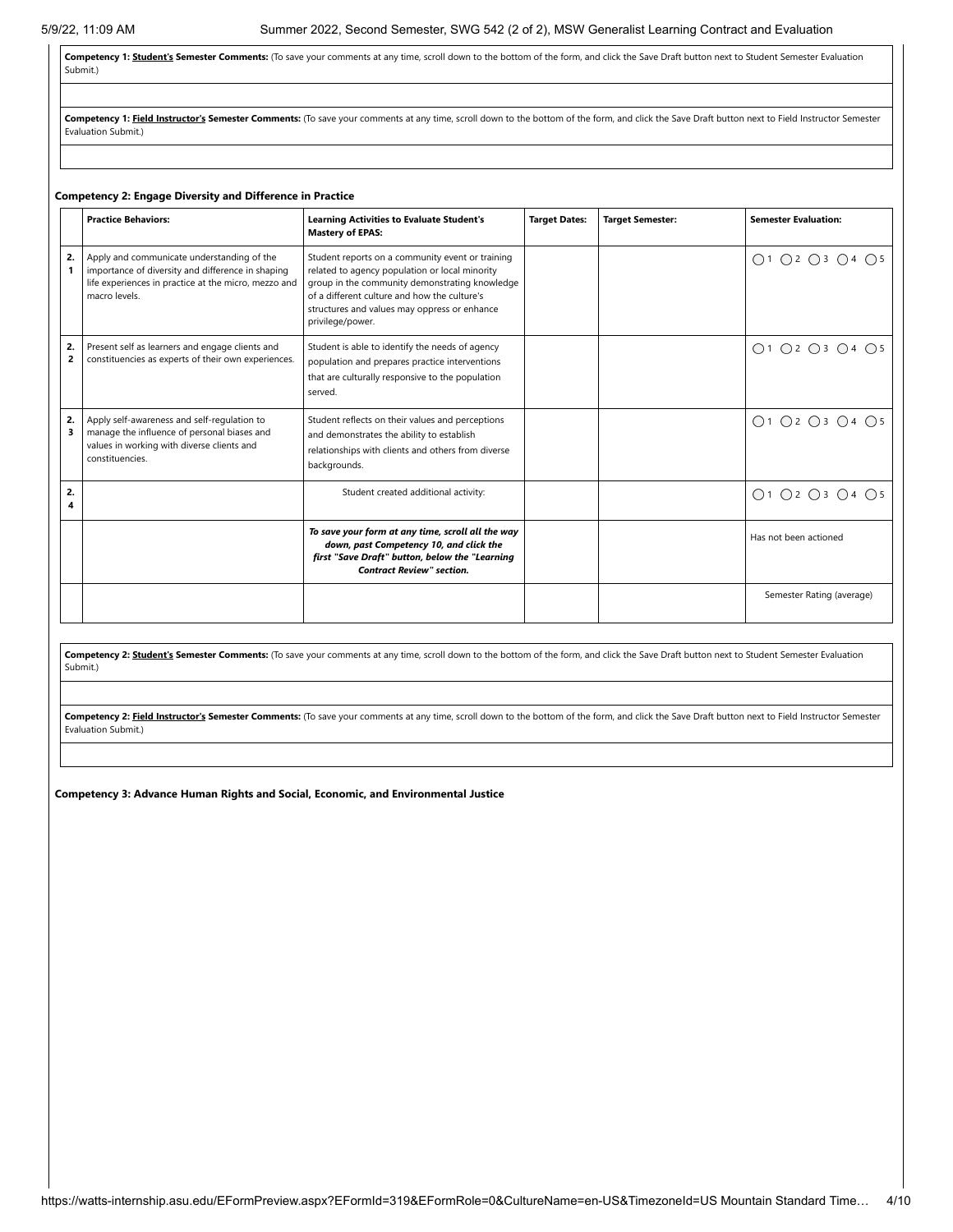**Competency 1: Student's Semester Comments:** (To save your comments at any time, scroll down to the bottom of the form, and click the Save Draft button next to Student Semester Evaluation Submit.)

**Competency 1: Field Instructor's Semester Comments:** (To save your comments at any time, scroll down to the bottom of the form, and click the Save Draft button next to Field Instructor Semester Evaluation Submit.)

**Competency 2: Engage Diversity and Difference in Practice**

| | Practice Behaviors: | Learning Activities to Evaluate Student's Mastery of EPAS: | Target Dates: | Target Semester: | Semester Evaluation: |
|---|---|---|---|---|---|
| 2.1 | Apply and communicate understanding of the importance of diversity and difference in shaping life experiences in practice at the micro, mezzo and macro levels. | Student reports on a community event or training related to agency population or local minority group in the community demonstrating knowledge of a different culture and how the culture's structures and values may oppress or enhance privilege/power. | | | ◯1 ◯2 ◯3 ◯4 ◯5 |
| 2.2 | Present self as learners and engage clients and constituencies as experts of their own experiences. | Student is able to identify the needs of agency population and prepares practice interventions that are culturally responsive to the population served. | | | ◯1 ◯2 ◯3 ◯4 ◯5 |
| 2.3 | Apply self-awareness and self-regulation to manage the influence of personal biases and values in working with diverse clients and constituencies. | Student reflects on their values and perceptions and demonstrates the ability to establish relationships with clients and others from diverse backgrounds. | | | ◯1 ◯2 ◯3 ◯4 ◯5 |
| 2.4 | | Student created additional activity: | | | ◯1 ◯2 ◯3 ◯4 ◯5 |
| | | ***To save your form at any time, scroll all the way down, past Competency 10, and click the first "Save Draft" button, below the "Learning Contract Review" section.*** | | | Has not been actioned |
| | | | | | Semester Rating (average) |

**Competency 2: Student's Semester Comments:** (To save your comments at any time, scroll down to the bottom of the form, and click the Save Draft button next to Student Semester Evaluation Submit.)

**Competency 2: Field Instructor's Semester Comments:** (To save your comments at any time, scroll down to the bottom of the form, and click the Save Draft button next to Field Instructor Semester Evaluation Submit.)

**Competency 3: Advance Human Rights and Social, Economic, and Environmental Justice**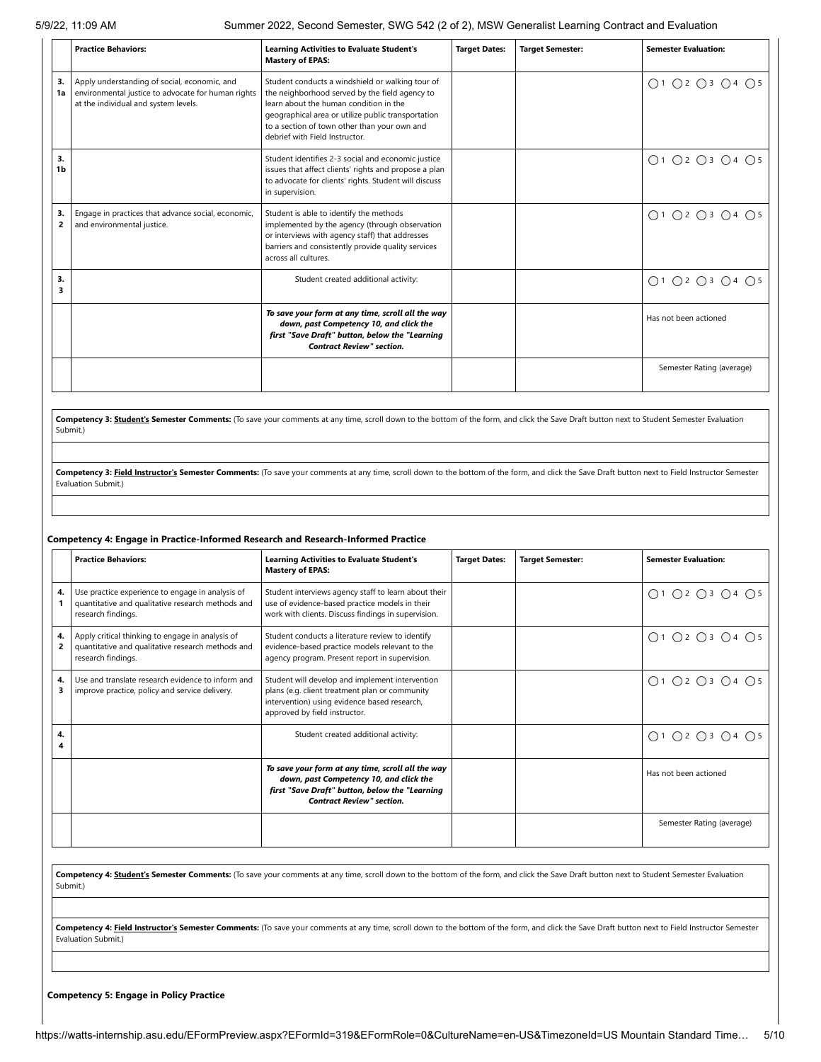| | Practice Behaviors: | Learning Activities to Evaluate Student's Mastery of EPAS: | Target Dates: | Target Semester: | Semester Evaluation: |
|---|---|---|---|---|---|
| 3. 1a | Apply understanding of social, economic, and environmental justice to advocate for human rights at the individual and system levels. | Student conducts a windshield or walking tour of the neighborhood served by the field agency to learn about the human condition in the geographical area or utilize public transportation to a section of town other than your own and debrief with Field Instructor. | | | ◯1 ◯2 ◯3 ◯4 ◯5 |
| 3. 1b | | Student identifies 2-3 social and economic justice issues that affect clients' rights and propose a plan to advocate for clients' rights. Student will discuss in supervision. | | | ◯1 ◯2 ◯3 ◯4 ◯5 |
| 3. 2 | Engage in practices that advance social, economic, and environmental justice. | Student is able to identify the methods implemented by the agency (through observation or interviews with agency staff) that addresses barriers and consistently provide quality services across all cultures. | | | ◯1 ◯2 ◯3 ◯4 ◯5 |
| 3. 3 | | Student created additional activity: | | | ◯1 ◯2 ◯3 ◯4 ◯5 |
| | | ***To save your form at any time, scroll all the way down, past Competency 10, and click the first "Save Draft" button, below the "Learning Contract Review" section.*** | | | Has not been actioned |
| | | | | | Semester Rating (average) |

**Competency 3: Student's Semester Comments:** (To save your comments at any time, scroll down to the bottom of the form, and click the Save Draft button next to Student Semester Evaluation Submit.)

**Competency 3: Field Instructor's Semester Comments:** (To save your comments at any time, scroll down to the bottom of the form, and click the Save Draft button next to Field Instructor Semester Evaluation Submit.)

### Competency 4: Engage in Practice-Informed Research and Research-Informed Practice

| | Practice Behaviors: | Learning Activities to Evaluate Student's Mastery of EPAS: | Target Dates: | Target Semester: | Semester Evaluation: |
|---|---|---|---|---|---|
| 4. 1 | Use practice experience to engage in analysis of quantitative and qualitative research methods and research findings. | Student interviews agency staff to learn about their use of evidence-based practice models in their work with clients. Discuss findings in supervision. | | | ◯1 ◯2 ◯3 ◯4 ◯5 |
| 4. 2 | Apply critical thinking to engage in analysis of quantitative and qualitative research methods and research findings. | Student conducts a literature review to identify evidence-based practice models relevant to the agency program. Present report in supervision. | | | ◯1 ◯2 ◯3 ◯4 ◯5 |
| 4. 3 | Use and translate research evidence to inform and improve practice, policy and service delivery. | Student will develop and implement intervention plans (e.g. client treatment plan or community intervention) using evidence based research, approved by field instructor. | | | ◯1 ◯2 ◯3 ◯4 ◯5 |
| 4. 4 | | Student created additional activity: | | | ◯1 ◯2 ◯3 ◯4 ◯5 |
| | | ***To save your form at any time, scroll all the way down, past Competency 10, and click the first "Save Draft" button, below the "Learning Contract Review" section.*** | | | Has not been actioned |
| | | | | | Semester Rating (average) |

**Competency 4: Student's Semester Comments:** (To save your comments at any time, scroll down to the bottom of the form, and click the Save Draft button next to Student Semester Evaluation Submit.)

**Competency 4: Field Instructor's Semester Comments:** (To save your comments at any time, scroll down to the bottom of the form, and click the Save Draft button next to Field Instructor Semester Evaluation Submit.)

### Competency 5: Engage in Policy Practice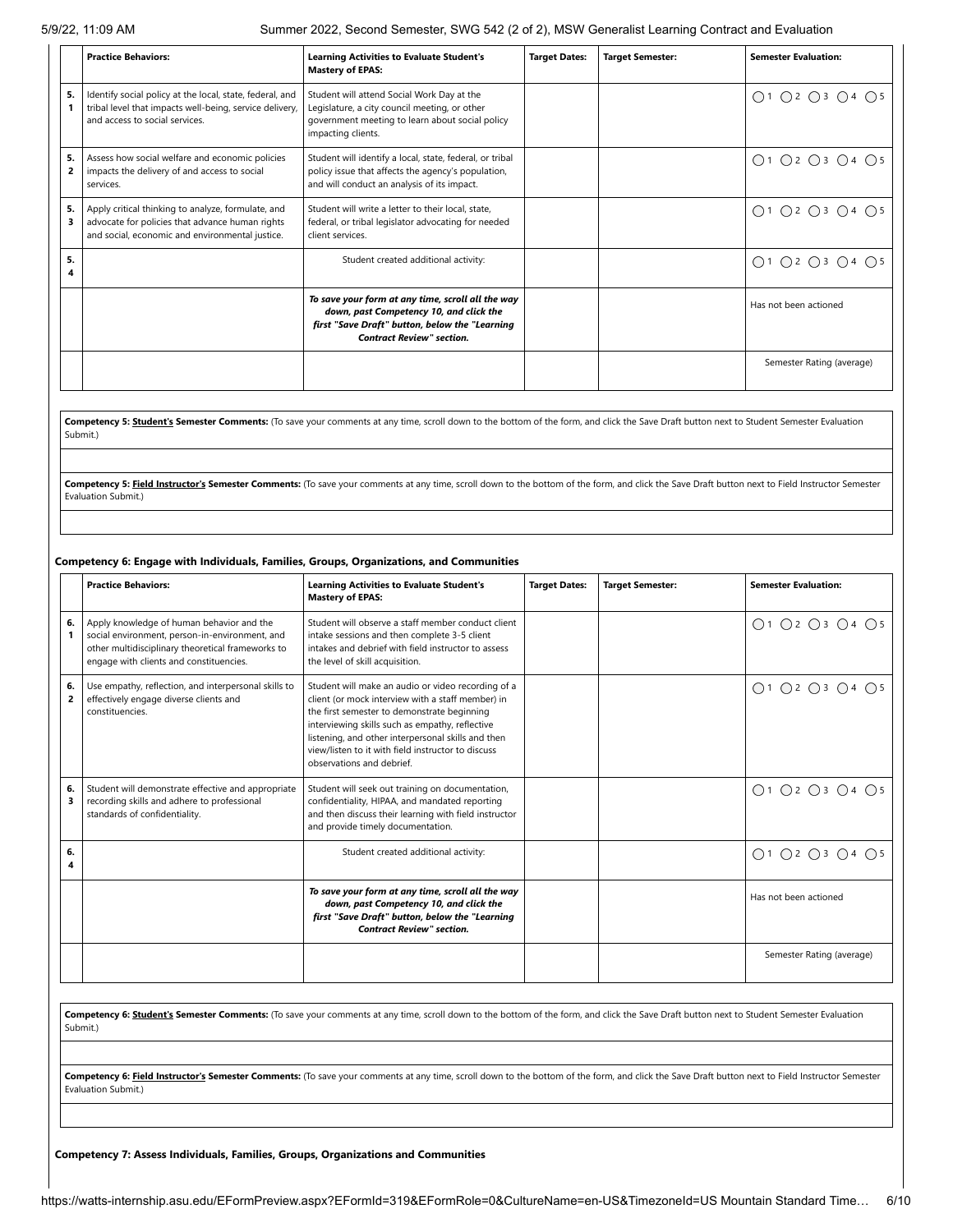| | Practice Behaviors: | Learning Activities to Evaluate Student's Mastery of EPAS: | Target Dates: | Target Semester: | Semester Evaluation: |
|---|---|---|---|---|---|
| 5.1 | Identify social policy at the local, state, federal, and tribal level that impacts well-being, service delivery, and access to social services. | Student will attend Social Work Day at the Legislature, a city council meeting, or other government meeting to learn about social policy impacting clients. | | | ○1 ○2 ○3 ○4 ○5 |
| 5.2 | Assess how social welfare and economic policies impacts the delivery of and access to social services. | Student will identify a local, state, federal, or tribal policy issue that affects the agency's population, and will conduct an analysis of its impact. | | | ○1 ○2 ○3 ○4 ○5 |
| 5.3 | Apply critical thinking to analyze, formulate, and advocate for policies that advance human rights and social, economic and environmental justice. | Student will write a letter to their local, state, federal, or tribal legislator advocating for needed client services. | | | ○1 ○2 ○3 ○4 ○5 |
| 5.4 | | Student created additional activity: | | | ○1 ○2 ○3 ○4 ○5 |
| | | ***To save your form at any time, scroll all the way down, past Competency 10, and click the first "Save Draft" button, below the "Learning Contract Review" section.*** | | | Has not been actioned |
| | | | | | Semester Rating (average) |

**Competency 5: Student's Semester Comments:** (To save your comments at any time, scroll down to the bottom of the form, and click the Save Draft button next to Student Semester Evaluation Submit.)

**Competency 5: Field Instructor's Semester Comments:** (To save your comments at any time, scroll down to the bottom of the form, and click the Save Draft button next to Field Instructor Semester Evaluation Submit.)

**Competency 6: Engage with Individuals, Families, Groups, Organizations, and Communities**

| | Practice Behaviors: | Learning Activities to Evaluate Student's Mastery of EPAS: | Target Dates: | Target Semester: | Semester Evaluation: |
|---|---|---|---|---|---|
| 6.1 | Apply knowledge of human behavior and the social environment, person-in-environment, and other multidisciplinary theoretical frameworks to engage with clients and constituencies. | Student will observe a staff member conduct client intake sessions and then complete 3-5 client intakes and debrief with field instructor to assess the level of skill acquisition. | | | ○1 ○2 ○3 ○4 ○5 |
| 6.2 | Use empathy, reflection, and interpersonal skills to effectively engage diverse clients and constituencies. | Student will make an audio or video recording of a client (or mock interview with a staff member) in the first semester to demonstrate beginning interviewing skills such as empathy, reflective listening, and other interpersonal skills and then view/listen to it with field instructor to discuss observations and debrief. | | | ○1 ○2 ○3 ○4 ○5 |
| 6.3 | Student will demonstrate effective and appropriate recording skills and adhere to professional standards of confidentiality. | Student will seek out training on documentation, confidentiality, HIPAA, and mandated reporting and then discuss their learning with field instructor and provide timely documentation. | | | ○1 ○2 ○3 ○4 ○5 |
| 6.4 | | Student created additional activity: | | | ○1 ○2 ○3 ○4 ○5 |
| | | ***To save your form at any time, scroll all the way down, past Competency 10, and click the first "Save Draft" button, below the "Learning Contract Review" section.*** | | | Has not been actioned |
| | | | | | Semester Rating (average) |

**Competency 6: Student's Semester Comments:** (To save your comments at any time, scroll down to the bottom of the form, and click the Save Draft button next to Student Semester Evaluation Submit.)

**Competency 6: Field Instructor's Semester Comments:** (To save your comments at any time, scroll down to the bottom of the form, and click the Save Draft button next to Field Instructor Semester Evaluation Submit.)

**Competency 7: Assess Individuals, Families, Groups, Organizations and Communities**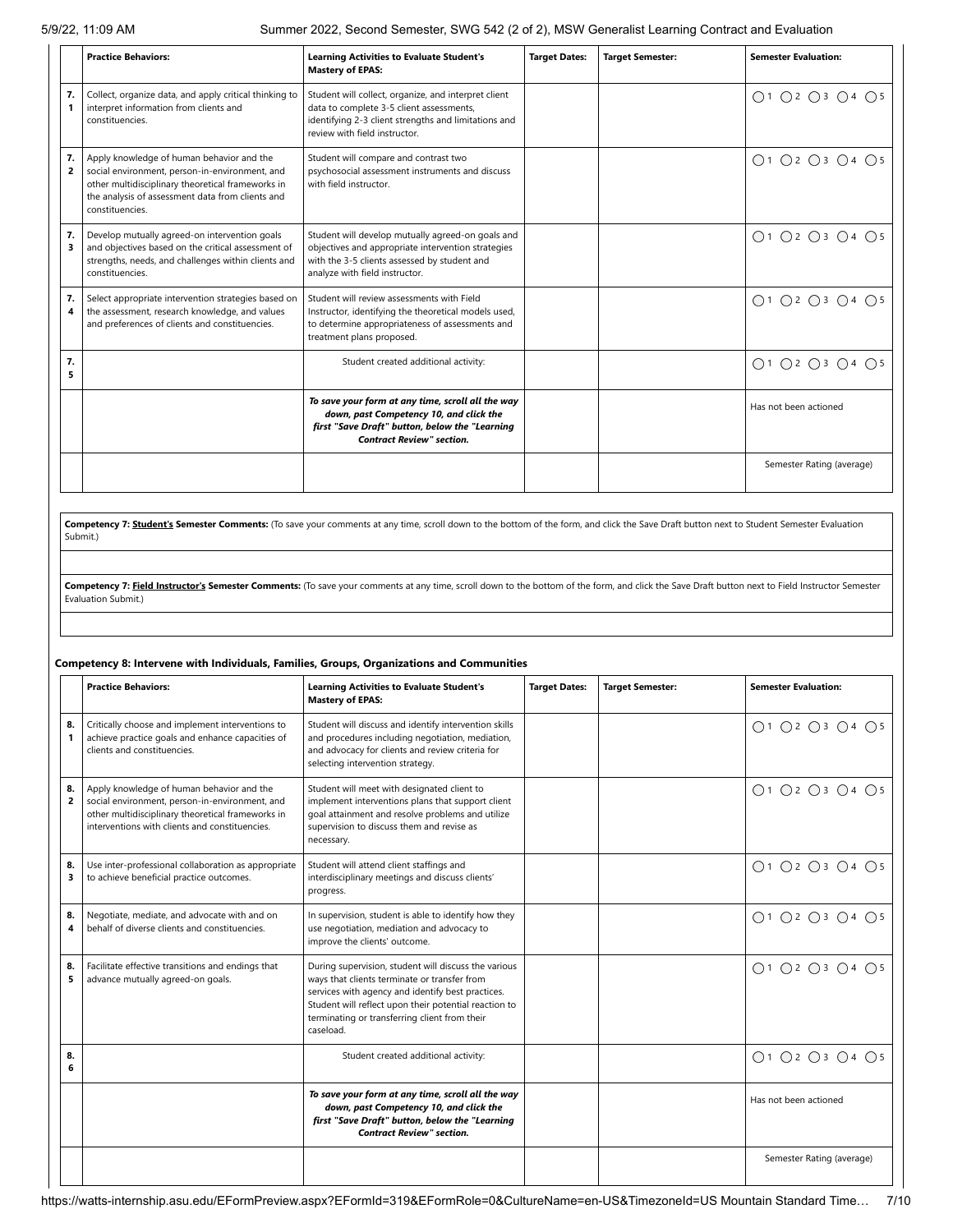| | Practice Behaviors: | Learning Activities to Evaluate Student's Mastery of EPAS: | Target Dates: | Target Semester: | Semester Evaluation: |
|---|---|---|---|---|---|
| 7.1 | Collect, organize data, and apply critical thinking to interpret information from clients and constituencies. | Student will collect, organize, and interpret client data to complete 3-5 client assessments, identifying 2-3 client strengths and limitations and review with field instructor. | | | ◯1 ◯2 ◯3 ◯4 ◯5 |
| 7.2 | Apply knowledge of human behavior and the social environment, person-in-environment, and other multidisciplinary theoretical frameworks in the analysis of assessment data from clients and constituencies. | Student will compare and contrast two psychosocial assessment instruments and discuss with field instructor. | | | ◯1 ◯2 ◯3 ◯4 ◯5 |
| 7.3 | Develop mutually agreed-on intervention goals and objectives based on the critical assessment of strengths, needs, and challenges within clients and constituencies. | Student will develop mutually agreed-on goals and objectives and appropriate intervention strategies with the 3-5 clients assessed by student and analyze with field instructor. | | | ◯1 ◯2 ◯3 ◯4 ◯5 |
| 7.4 | Select appropriate intervention strategies based on the assessment, research knowledge, and values and preferences of clients and constituencies. | Student will review assessments with Field Instructor, identifying the theoretical models used, to determine appropriateness of assessments and treatment plans proposed. | | | ◯1 ◯2 ◯3 ◯4 ◯5 |
| 7.5 | | Student created additional activity: | | | ◯1 ◯2 ◯3 ◯4 ◯5 |
| | | ***To save your form at any time, scroll all the way down, past Competency 10, and click the first "Save Draft" button, below the "Learning Contract Review" section.*** | | | Has not been actioned |
| | | | | | Semester Rating (average) |

**Competency 7: Student's Semester Comments:** (To save your comments at any time, scroll down to the bottom of the form, and click the Save Draft button next to Student Semester Evaluation Submit.)

**Competency 7: Field Instructor's Semester Comments:** (To save your comments at any time, scroll down to the bottom of the form, and click the Save Draft button next to Field Instructor Semester Evaluation Submit.)

### Competency 8: Intervene with Individuals, Families, Groups, Organizations and Communities

| | Practice Behaviors: | Learning Activities to Evaluate Student's Mastery of EPAS: | Target Dates: | Target Semester: | Semester Evaluation: |
|---|---|---|---|---|---|
| 8.1 | Critically choose and implement interventions to achieve practice goals and enhance capacities of clients and constituencies. | Student will discuss and identify intervention skills and procedures including negotiation, mediation, and advocacy for clients and review criteria for selecting intervention strategy. | | | ◯1 ◯2 ◯3 ◯4 ◯5 |
| 8.2 | Apply knowledge of human behavior and the social environment, person-in-environment, and other multidisciplinary theoretical frameworks in interventions with clients and constituencies. | Student will meet with designated client to implement interventions plans that support client goal attainment and resolve problems and utilize supervision to discuss them and revise as necessary. | | | ◯1 ◯2 ◯3 ◯4 ◯5 |
| 8.3 | Use inter-professional collaboration as appropriate to achieve beneficial practice outcomes. | Student will attend client staffings and interdisciplinary meetings and discuss clients' progress. | | | ◯1 ◯2 ◯3 ◯4 ◯5 |
| 8.4 | Negotiate, mediate, and advocate with and on behalf of diverse clients and constituencies. | In supervision, student is able to identify how they use negotiation, mediation and advocacy to improve the clients' outcome. | | | ◯1 ◯2 ◯3 ◯4 ◯5 |
| 8.5 | Facilitate effective transitions and endings that advance mutually agreed-on goals. | During supervision, student will discuss the various ways that clients terminate or transfer from services with agency and identify best practices. Student will reflect upon their potential reaction to terminating or transferring client from their caseload. | | | ◯1 ◯2 ◯3 ◯4 ◯5 |
| 8.6 | | Student created additional activity: | | | ◯1 ◯2 ◯3 ◯4 ◯5 |
| | | ***To save your form at any time, scroll all the way down, past Competency 10, and click the first "Save Draft" button, below the "Learning Contract Review" section.*** | | | Has not been actioned |
| | | | | | Semester Rating (average) |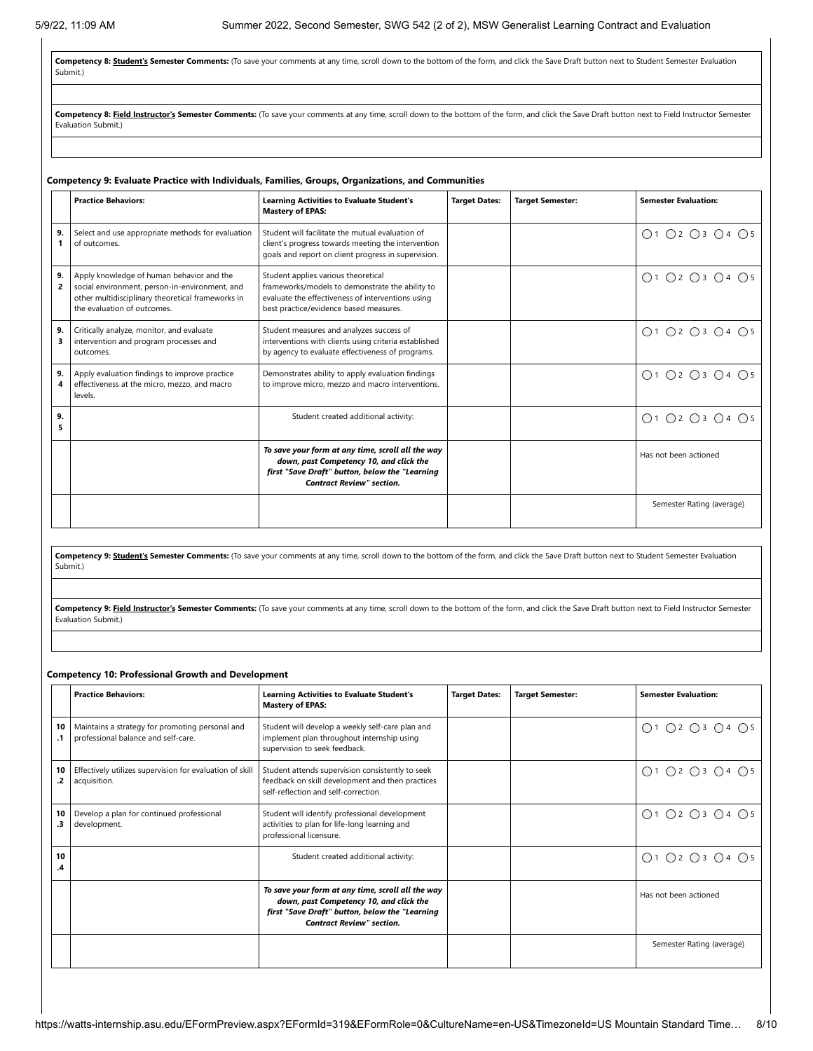**Competency 8: Student's Semester Comments:** (To save your comments at any time, scroll down to the bottom of the form, and click the Save Draft button next to Student Semester Evaluation Submit.)

**Competency 8: Field Instructor's Semester Comments:** (To save your comments at any time, scroll down to the bottom of the form, and click the Save Draft button next to Field Instructor Semester Evaluation Submit.)

### Competency 9: Evaluate Practice with Individuals, Families, Groups, Organizations, and Communities

| | Practice Behaviors: | Learning Activities to Evaluate Student's Mastery of EPAS: | Target Dates: | Target Semester: | Semester Evaluation: |
|---|---|---|---|---|---|
| 9.1 | Select and use appropriate methods for evaluation of outcomes. | Student will facilitate the mutual evaluation of client's progress towards meeting the intervention goals and report on client progress in supervision. | | | ○1 ○2 ○3 ○4 ○5 |
| 9.2 | Apply knowledge of human behavior and the social environment, person-in-environment, and other multidisciplinary theoretical frameworks in the evaluation of outcomes. | Student applies various theoretical frameworks/models to demonstrate the ability to evaluate the effectiveness of interventions using best practice/evidence based measures. | | | ○1 ○2 ○3 ○4 ○5 |
| 9.3 | Critically analyze, monitor, and evaluate intervention and program processes and outcomes. | Student measures and analyzes success of interventions with clients using criteria established by agency to evaluate effectiveness of programs. | | | ○1 ○2 ○3 ○4 ○5 |
| 9.4 | Apply evaluation findings to improve practice effectiveness at the micro, mezzo, and macro levels. | Demonstrates ability to apply evaluation findings to improve micro, mezzo and macro interventions. | | | ○1 ○2 ○3 ○4 ○5 |
| 9.5 | | Student created additional activity: | | | ○1 ○2 ○3 ○4 ○5 |
| | | ***To save your form at any time, scroll all the way down, past Competency 10, and click the first "Save Draft" button, below the "Learning Contract Review" section.*** | | | Has not been actioned |
| | | | | | Semester Rating (average) |

**Competency 9: Student's Semester Comments:** (To save your comments at any time, scroll down to the bottom of the form, and click the Save Draft button next to Student Semester Evaluation Submit.)

**Competency 9: Field Instructor's Semester Comments:** (To save your comments at any time, scroll down to the bottom of the form, and click the Save Draft button next to Field Instructor Semester Evaluation Submit.)

### Competency 10: Professional Growth and Development

| | Practice Behaviors: | Learning Activities to Evaluate Student's Mastery of EPAS: | Target Dates: | Target Semester: | Semester Evaluation: |
|---|---|---|---|---|---|
| 10.1 | Maintains a strategy for promoting personal and professional balance and self-care. | Student will develop a weekly self-care plan and implement plan throughout internship using supervision to seek feedback. | | | ○1 ○2 ○3 ○4 ○5 |
| 10.2 | Effectively utilizes supervision for evaluation of skill acquisition. | Student attends supervision consistently to seek feedback on skill development and then practices self-reflection and self-correction. | | | ○1 ○2 ○3 ○4 ○5 |
| 10.3 | Develop a plan for continued professional development. | Student will identify professional development activities to plan for life-long learning and professional licensure. | | | ○1 ○2 ○3 ○4 ○5 |
| 10.4 | | Student created additional activity: | | | ○1 ○2 ○3 ○4 ○5 |
| | | ***To save your form at any time, scroll all the way down, past Competency 10, and click the first "Save Draft" button, below the "Learning Contract Review" section.*** | | | Has not been actioned |
| | | | | | Semester Rating (average) |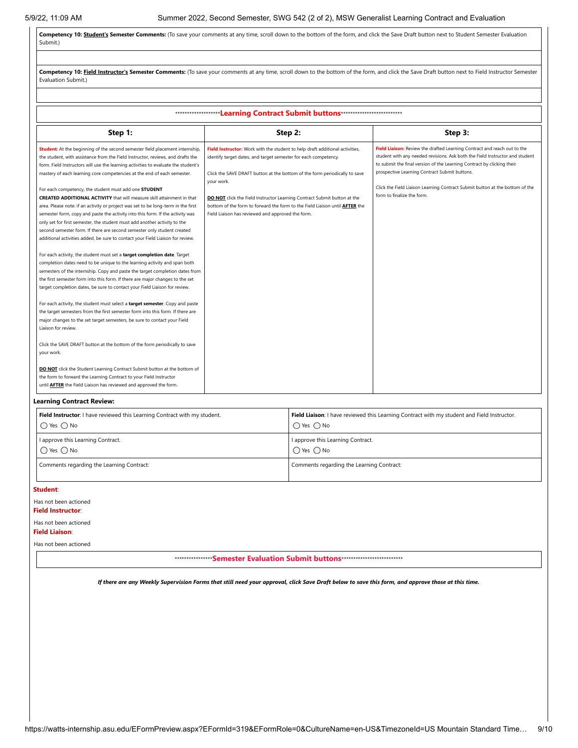**Competency 10: Student's Semester Comments:** (To save your comments at any time, scroll down to the bottom of the form, and click the Save Draft button next to Student Semester Evaluation Submit.)

**Competency 10: Field Instructor's Semester Comments:** (To save your comments at any time, scroll down to the bottom of the form, and click the Save Draft button next to Field Instructor Semester Evaluation Submit.)

******************Learning Contract Submit buttons**************************

| Step 1: | Step 2: | Step 3: |
|---|---|---|
| **Student:** At the beginning of the second semester field placement internship, the student, with assistance from the Field Instructor, reviews, and drafts the form. Field Instructors will use the learning activities to evaluate the student's mastery of each learning core competencies at the end of each semester.<br><br>For each competency, the student must add one **STUDENT CREATED ADDITIONAL ACTIVITY** that will measure skill attainment in that area. Please note: if an activity or project was set to be long-term in the first semester form, copy and paste the activity into this form. If the activity was only set for first semester, the student must add another activity to the second semester form. If there are second semester only student created additional activities added, be sure to contact your Field Liaison for review.<br><br>For each activity, the student must set a **target completion date**. Target completion dates need to be unique to the learning activity and span both semesters of the internship. Copy and paste the target completion dates from the first semester form into this form. If there are major changes to the set target completion dates, be sure to contact your Field Liaison for review.<br><br>For each activity, the student must select a **target semester**. Copy and paste the target semesters from the first semester form into this form. If there are major changes to the set target semesters, be sure to contact your Field Liaison for review.<br><br>Click the SAVE DRAFT button at the bottom of the form periodically to save your work.<br><br>**DO NOT** click the Student Learning Contract Submit button at the bottom of the form to forward the Learning Contract to your Field Instructor until **AFTER** the Field Liaison has reviewed and approved the form. | **Field Instructor:** Work with the student to help draft additional activities, identify target dates, and target semester for each competency.<br><br>Click the SAVE DRAFT button at the bottom of the form periodically to save your work.<br><br>**DO NOT** click the Field Instructor Learning Contract Submit button at the bottom of the form to forward the form to the Field Liaison until **AFTER** the Field Liaison has reviewed and approved the form. | **Field Liaison:** Review the drafted Learning Contract and reach out to the student with any needed revisions. Ask both the Field Instructor and student to submit the final version of the Learning Contract by clicking their prospective Learning Contract Submit buttons.<br><br>Click the Field Liaison Learning Contract Submit button at the bottom of the form to finalize the form. |

**Learning Contract Review:**

| **Field Instructor**: I have reviewed this Learning Contract with my student.<br>◯ Yes ◯ No | **Field Liaison**: I have reviewed this Learning Contract with my student and Field Instructor.<br>◯ Yes ◯ No |
|---|---|
| I approve this Learning Contract.<br>◯ Yes ◯ No | I approve this Learning Contract.<br>◯ Yes ◯ No |
| Comments regarding the Learning Contract: | Comments regarding the Learning Contract: |

**Student**:

Has not been actioned

**Field Instructor**:

Has not been actioned

**Field Liaison**:

Has not been actioned

****************Semester Evaluation Submit buttons***************************

***If there are any Weekly Supervision Forms that still need your approval, click Save Draft below to save this form, and approve those at this time.***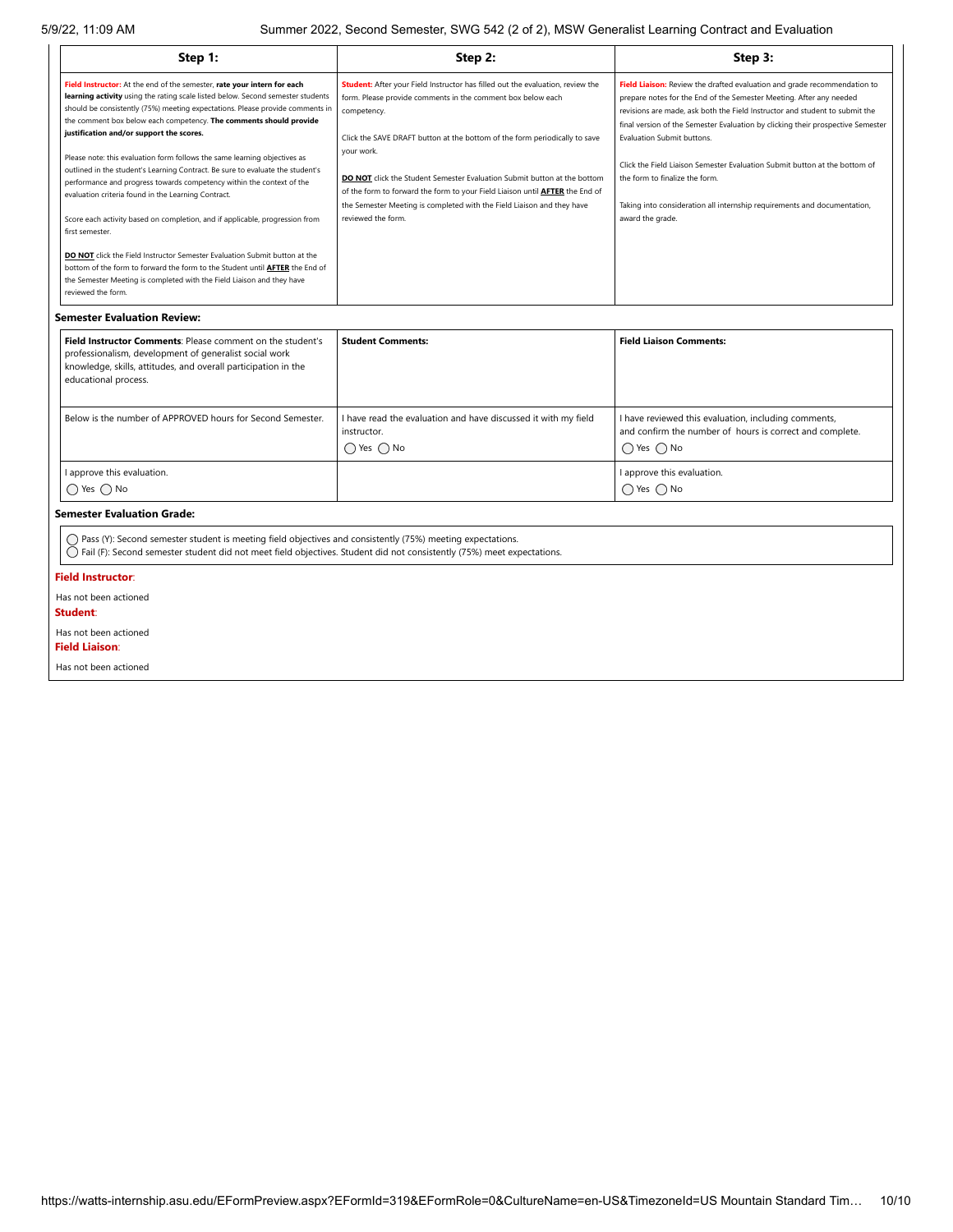| Step 1: | Step 2: | Step 3: |
|---|---|---|
| **Field Instructor:** At the end of the semester, **rate your intern for each learning activity** using the rating scale listed below. Second semester students should be consistently (75%) meeting expectations. Please provide comments in the comment box below each competency. **The comments should provide justification and/or support the scores.**<br><br>Please note: this evaluation form follows the same learning objectives as outlined in the student's Learning Contract. Be sure to evaluate the student's performance and progress towards competency within the context of the evaluation criteria found in the Learning Contract.<br><br>Score each activity based on completion, and if applicable, progression from first semester.<br><br>**DO NOT** click the Field Instructor Semester Evaluation Submit button at the bottom of the form to forward the form to the Student until **AFTER** the End of the Semester Meeting is completed with the Field Liaison and they have reviewed the form. | **Student:** After your Field Instructor has filled out the evaluation, review the form. Please provide comments in the comment box below each competency.<br><br>Click the SAVE DRAFT button at the bottom of the form periodically to save your work.<br><br>**DO NOT** click the Student Semester Evaluation Submit button at the bottom of the form to forward the form to your Field Liaison until **AFTER** the End of the Semester Meeting is completed with the Field Liaison and they have reviewed the form. | **Field Liaison:** Review the drafted evaluation and grade recommendation to prepare notes for the End of the Semester Meeting. After any needed revisions are made, ask both the Field Instructor and student to submit the final version of the Semester Evaluation by clicking their prospective Semester Evaluation Submit buttons.<br><br>Click the Field Liaison Semester Evaluation Submit button at the bottom of the form to finalize the form.<br><br>Taking into consideration all internship requirements and documentation, award the grade. |

**Semester Evaluation Review:**

| | | |
|---|---|---|
| **Field Instructor Comments**: Please comment on the student's professionalism, development of generalist social work knowledge, skills, attitudes, and overall participation in the educational process. | **Student Comments:** | **Field Liaison Comments:** |
| Below is the number of APPROVED hours for Second Semester. | I have read the evaluation and have discussed it with my field instructor.<br>◯ Yes ◯ No | I have reviewed this evaluation, including comments, and confirm the number of hours is correct and complete.<br>◯ Yes ◯ No |
| I approve this evaluation.<br>◯ Yes ◯ No | | I approve this evaluation.<br>◯ Yes ◯ No |

**Semester Evaluation Grade:**

◯ Pass (Y): Second semester student is meeting field objectives and consistently (75%) meeting expectations.
◯ Fail (F): Second semester student did not meet field objectives. Student did not consistently (75%) meet expectations.

**Field Instructor**:

Has not been actioned

**Student**:

Has not been actioned

**Field Liaison**:

Has not been actioned